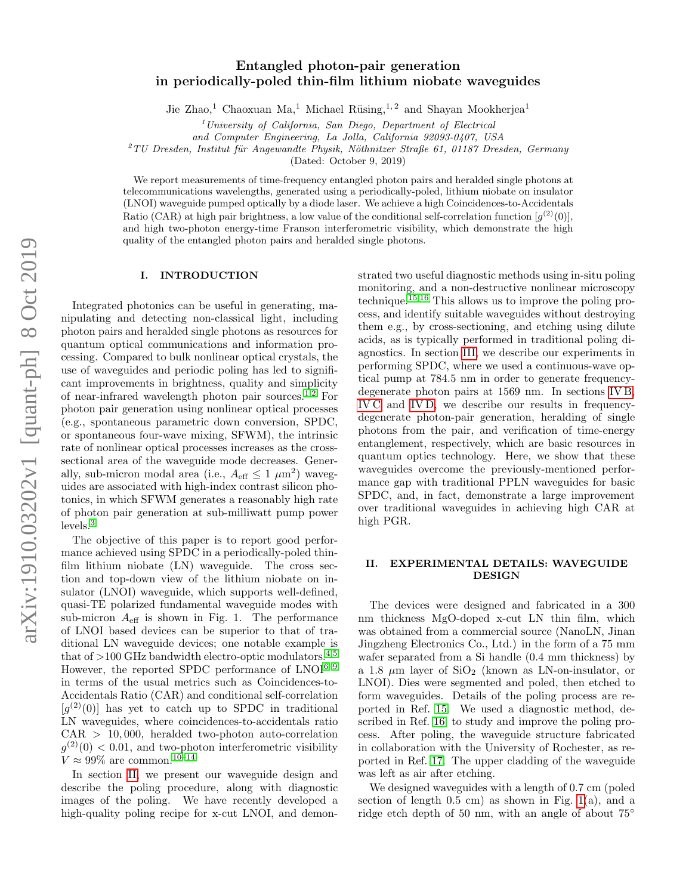# Entangled photon-pair generation in periodically-poled thin-film lithium niobate waveguides

Jie Zhao,[1] Chaoxuan Ma,[1] Michael Rüsing,[1,2] and Shayan Mookherjea[1]

[1]*University of California, San Diego, Department of Electrical and Computer Engineering, La Jolla, California 92093-0407, USA*

[2]*TU Dresden, Institut für Angewandte Physik, Nöthnitzer Straße 61, 01187 Dresden, Germany*

(Dated: October 9, 2019)

We report measurements of time-frequency entangled photon pairs and heralded single photons at telecommunications wavelengths, generated using a periodically-poled, lithium niobate on insulator (LNOI) waveguide pumped optically by a diode laser. We achieve a high Coincidences-to-Accidentals Ratio (CAR) at high pair brightness, a low value of the conditional self-correlation function [$g^{(2)}(0)$], and high two-photon energy-time Franson interferometric visibility, which demonstrate the high quality of the entangled photon pairs and heralded single photons.

## I. INTRODUCTION

Integrated photonics can be useful in generating, manipulating and detecting non-classical light, including photon pairs and heralded single photons as resources for quantum optical communications and information processing. Compared to bulk nonlinear optical crystals, the use of waveguides and periodic poling has led to significant improvements in brightness, quality and simplicity of near-infrared wavelength photon pair sources.[1,2] For photon pair generation using nonlinear optical processes (e.g., spontaneous parametric down conversion, SPDC, or spontaneous four-wave mixing, SFWM), the intrinsic rate of nonlinear optical processes increases as the cross-sectional area of the waveguide mode decreases. Generally, sub-micron modal area (i.e., $A_{\text{eff}} \leq 1\ \mu\text{m}^2$) waveguides are associated with high-index contrast silicon photonics, in which SFWM generates a reasonably high rate of photon pair generation at sub-milliwatt pump power levels.[3]

The objective of this paper is to report good performance achieved using SPDC in a periodically-poled thin-film lithium niobate (LN) waveguide. The cross section and top-down view of the lithium niobate on insulator (LNOI) waveguide, which supports well-defined, quasi-TE polarized fundamental waveguide modes with sub-micron $A_{\text{eff}}$ is shown in Fig. 1. The performance of LNOI based devices can be superior to that of traditional LN waveguide devices; one notable example is that of >100 GHz bandwidth electro-optic modulators.[4,5] However, the reported SPDC performance of LNOI[6–9] in terms of the usual metrics such as Coincidences-to-Accidentals Ratio (CAR) and conditional self-correlation [$g^{(2)}(0)$] has yet to catch up to SPDC in traditional LN waveguides, where coincidences-to-accidentals ratio CAR $>$ 10,000, heralded two-photon auto-correlation $g^{(2)}(0) < 0.01$, and two-photon interferometric visibility $V \approx 99\%$ are common.[10–14]

In section II, we present our waveguide design and describe the poling procedure, along with diagnostic images of the poling. We have recently developed a high-quality poling recipe for x-cut LNOI, and demonstrated two useful diagnostic methods using in-situ poling monitoring, and a non-destructive nonlinear microscopy technique.[15,16] This allows us to improve the poling process, and identify suitable waveguides without destroying them e.g., by cross-sectioning, and etching using dilute acids, as is typically performed in traditional poling diagnostics. In section III, we describe our experiments in performing SPDC, where we used a continuous-wave optical pump at 784.5 nm in order to generate frequency-degenerate photon pairs at 1569 nm. In sections IV B, IV C and IV D, we describe our results in frequency-degenerate photon-pair generation, heralding of single photons from the pair, and verification of time-energy entanglement, respectively, which are basic resources in quantum optics technology. Here, we show that these waveguides overcome the previously-mentioned performance gap with traditional PPLN waveguides for basic SPDC, and, in fact, demonstrate a large improvement over traditional waveguides in achieving high CAR at high PGR.

## II. EXPERIMENTAL DETAILS: WAVEGUIDE DESIGN

The devices were designed and fabricated in a 300 nm thickness MgO-doped x-cut LN thin film, which was obtained from a commercial source (NanoLN, Jinan Jingzheng Electronics Co., Ltd.) in the form of a 75 mm wafer separated from a Si handle (0.4 mm thickness) by a 1.8 $\mu$m layer of $SiO_2$ (known as LN-on-insulator, or LNOI). Dies were segmented and poled, then etched to form waveguides. Details of the poling process are reported in Ref. 15. We used a diagnostic method, described in Ref. 16, to study and improve the poling process. After poling, the waveguide structure fabricated in collaboration with the University of Rochester, as reported in Ref. 17. The upper cladding of the waveguide was left as air after etching.

We designed waveguides with a length of 0.7 cm (poled section of length 0.5 cm) as shown in Fig. 1(a), and a ridge etch depth of 50 nm, with an angle of about 75°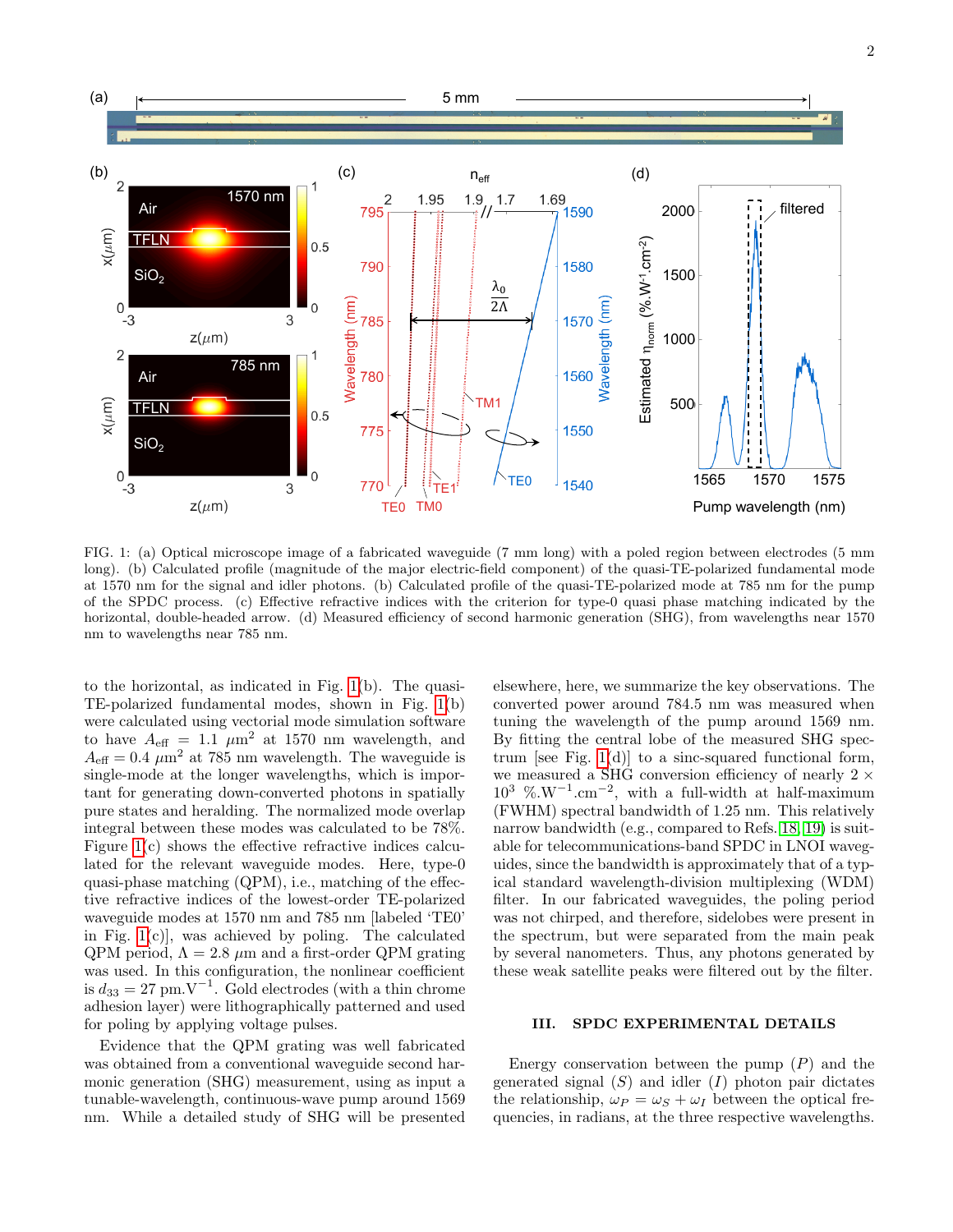FIG. 1: (a) Optical microscope image of a fabricated waveguide (7 mm long) with a poled region between electrodes (5 mm long). (b) Calculated profile (magnitude of the major electric-field component) of the quasi-TE-polarized fundamental mode at 1570 nm for the signal and idler photons. (b) Calculated profile of the quasi-TE-polarized mode at 785 nm for the pump of the SPDC process. (c) Effective refractive indices with the criterion for type-0 quasi phase matching indicated by the horizontal, double-headed arrow. (d) Measured efficiency of second harmonic generation (SHG), from wavelengths near 1570 nm to wavelengths near 785 nm.

to the horizontal, as indicated in Fig. 1(b). The quasi-TE-polarized fundamental modes, shown in Fig. 1(b) were calculated using vectorial mode simulation software to have $A_{\rm eff} = 1.1\ \mu{\rm m}^2$ at 1570 nm wavelength, and $A_{\rm eff} = 0.4\ \mu{\rm m}^2$ at 785 nm wavelength. The waveguide is single-mode at the longer wavelengths, which is important for generating down-converted photons in spatially pure states and heralding. The normalized mode overlap integral between these modes was calculated to be 78%. Figure 1(c) shows the effective refractive indices calculated for the relevant waveguide modes. Here, type-0 quasi-phase matching (QPM), i.e., matching of the effective refractive indices of the lowest-order TE-polarized waveguide modes at 1570 nm and 785 nm [labeled 'TE0' in Fig. 1(c)], was achieved by poling. The calculated QPM period, $\Lambda = 2.8\ \mu$m and a first-order QPM grating was used. In this configuration, the nonlinear coefficient is $d_{33} = 27$ pm.V$^{-1}$. Gold electrodes (with a thin chrome adhesion layer) were lithographically patterned and used for poling by applying voltage pulses.

Evidence that the QPM grating was well fabricated was obtained from a conventional waveguide second harmonic generation (SHG) measurement, using as input a tunable-wavelength, continuous-wave pump around 1569 nm. While a detailed study of SHG will be presented elsewhere, here, we summarize the key observations. The converted power around 784.5 nm was measured when tuning the wavelength of the pump around 1569 nm. By fitting the central lobe of the measured SHG spectrum [see Fig. 1(d)] to a sinc-squared functional form, we measured a SHG conversion efficiency of nearly $2 \times 10^3$ %.W$^{-1}$.cm$^{-2}$, with a full-width at half-maximum (FWHM) spectral bandwidth of 1.25 nm. This relatively narrow bandwidth (e.g., compared to Refs. [18, 19]) is suitable for telecommunications-band SPDC in LNOI waveguides, since the bandwidth is approximately that of a typical standard wavelength-division multiplexing (WDM) filter. In our fabricated waveguides, the poling period was not chirped, and therefore, sidelobes were present in the spectrum, but were separated from the main peak by several nanometers. Thus, any photons generated by these weak satellite peaks were filtered out by the filter.

## III. SPDC EXPERIMENTAL DETAILS

Energy conservation between the pump ($P$) and the generated signal ($S$) and idler ($I$) photon pair dictates the relationship, $\omega_P = \omega_S + \omega_I$ between the optical frequencies, in radians, at the three respective wavelengths.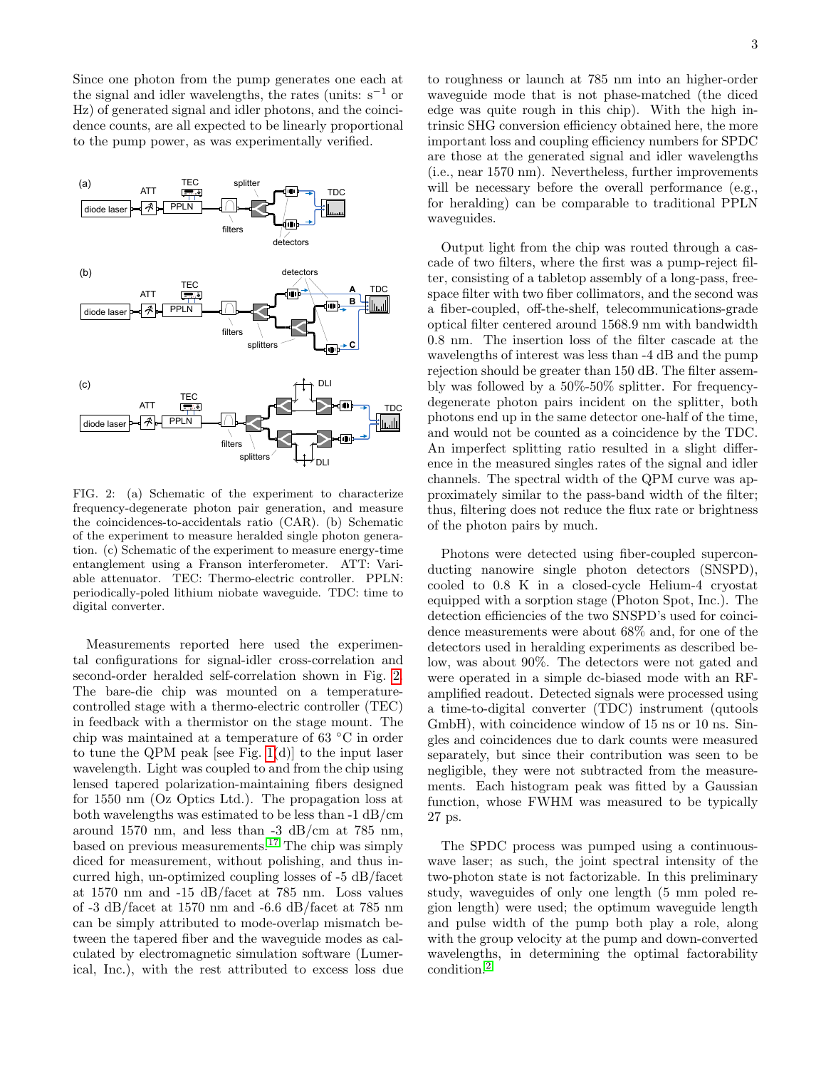Since one photon from the pump generates one each at the signal and idler wavelengths, the rates (units: $s^{-1}$ or Hz) of generated signal and idler photons, and the coincidence counts, are all expected to be linearly proportional to the pump power, as was experimentally verified.

FIG. 2: (a) Schematic of the experiment to characterize frequency-degenerate photon pair generation, and measure the coincidences-to-accidentals ratio (CAR). (b) Schematic of the experiment to measure heralded single photon generation. (c) Schematic of the experiment to measure energy-time entanglement using a Franson interferometer. ATT: Variable attenuator. TEC: Thermo-electric controller. PPLN: periodically-poled lithium niobate waveguide. TDC: time to digital converter.

Measurements reported here used the experimental configurations for signal-idler cross-correlation and second-order heralded self-correlation shown in Fig. 2. The bare-die chip was mounted on a temperature-controlled stage with a thermo-electric controller (TEC) in feedback with a thermistor on the stage mount. The chip was maintained at a temperature of 63 °C in order to tune the QPM peak [see Fig. 1(d)] to the input laser wavelength. Light was coupled to and from the chip using lensed tapered polarization-maintaining fibers designed for 1550 nm (Oz Optics Ltd.). The propagation loss at both wavelengths was estimated to be less than -1 dB/cm around 1570 nm, and less than -3 dB/cm at 785 nm, based on previous measurements.[17] The chip was simply diced for measurement, without polishing, and thus incurred high, un-optimized coupling losses of -5 dB/facet at 1570 nm and -15 dB/facet at 785 nm. Loss values of -3 dB/facet at 1570 nm and -6.6 dB/facet at 785 nm can be simply attributed to mode-overlap mismatch between the tapered fiber and the waveguide modes as calculated by electromagnetic simulation software (Lumerical, Inc.), with the rest attributed to excess loss due to roughness or launch at 785 nm into an higher-order waveguide mode that is not phase-matched (the diced edge was quite rough in this chip). With the high intrinsic SHG conversion efficiency obtained here, the more important loss and coupling efficiency numbers for SPDC are those at the generated signal and idler wavelengths (i.e., near 1570 nm). Nevertheless, further improvements will be necessary before the overall performance (e.g., for heralding) can be comparable to traditional PPLN waveguides.

Output light from the chip was routed through a cascade of two filters, where the first was a pump-reject filter, consisting of a tabletop assembly of a long-pass, free-space filter with two fiber collimators, and the second was a fiber-coupled, off-the-shelf, telecommunications-grade optical filter centered around 1568.9 nm with bandwidth 0.8 nm. The insertion loss of the filter cascade at the wavelengths of interest was less than -4 dB and the pump rejection should be greater than 150 dB. The filter assembly was followed by a 50%-50% splitter. For frequency-degenerate photon pairs incident on the splitter, both photons end up in the same detector one-half of the time, and would not be counted as a coincidence by the TDC. An imperfect splitting ratio resulted in a slight difference in the measured singles rates of the signal and idler channels. The spectral width of the QPM curve was approximately similar to the pass-band width of the filter; thus, filtering does not reduce the flux rate or brightness of the photon pairs by much.

Photons were detected using fiber-coupled superconducting nanowire single photon detectors (SNSPD), cooled to 0.8 K in a closed-cycle Helium-4 cryostat equipped with a sorption stage (Photon Spot, Inc.). The detection efficiencies of the two SNSPD's used for coincidence measurements were about 68% and, for one of the detectors used in heralding experiments as described below, was about 90%. The detectors were not gated and were operated in a simple dc-biased mode with an RF-amplified readout. Detected signals were processed using a time-to-digital converter (TDC) instrument (qutools GmbH), with coincidence window of 15 ns or 10 ns. Singles and coincidences due to dark counts were measured separately, but since their contribution was seen to be negligible, they were not subtracted from the measurements. Each histogram peak was fitted by a Gaussian function, whose FWHM was measured to be typically 27 ps.

The SPDC process was pumped using a continuous-wave laser; as such, the joint spectral intensity of the two-photon state is not factorizable. In this preliminary study, waveguides of only one length (5 mm poled region length) were used; the optimum waveguide length and pulse width of the pump both play a role, along with the group velocity at the pump and down-converted wavelengths, in determining the optimal factorability condition.[2]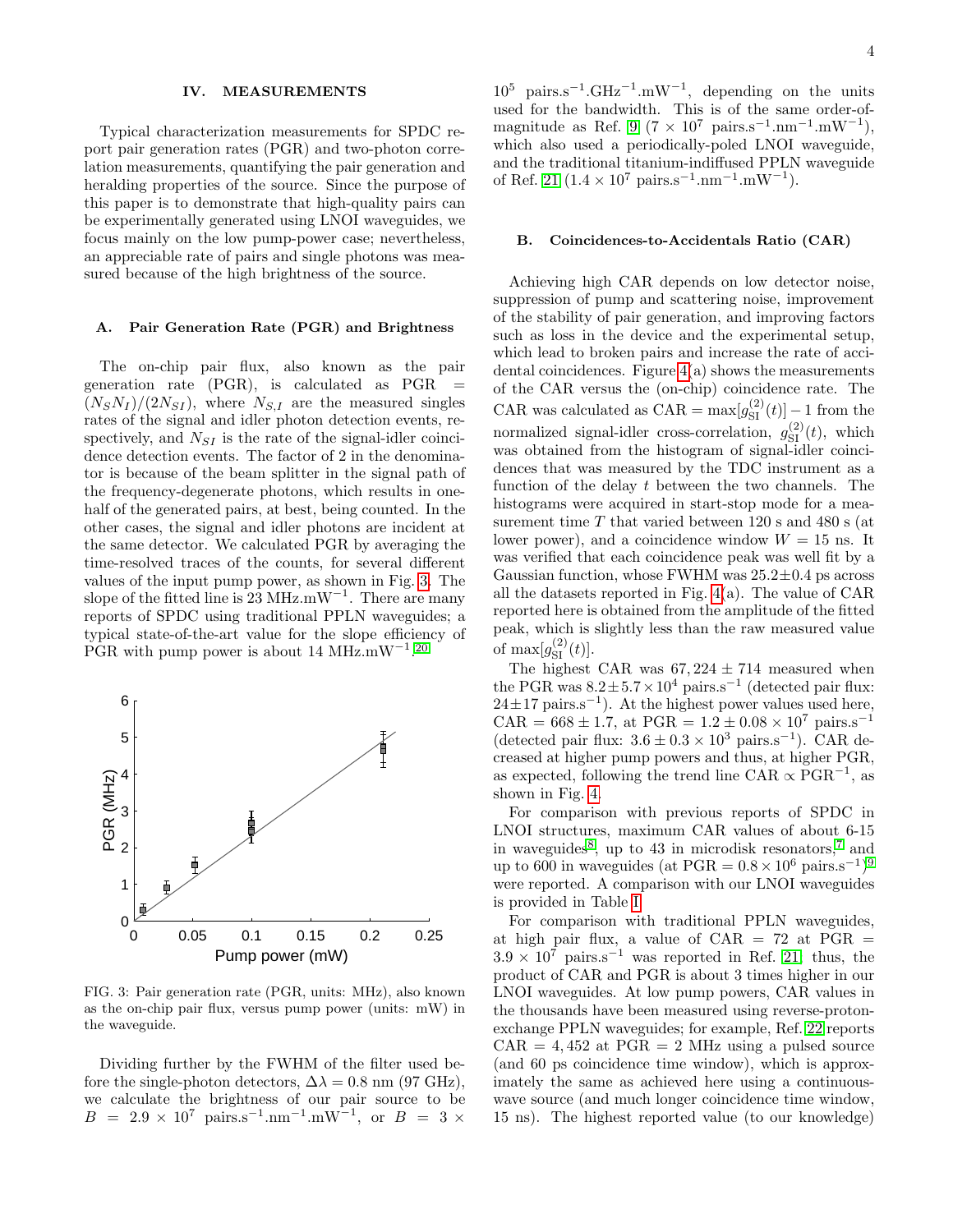## IV. MEASUREMENTS

Typical characterization measurements for SPDC report pair generation rates (PGR) and two-photon correlation measurements, quantifying the pair generation and heralding properties of the source. Since the purpose of this paper is to demonstrate that high-quality pairs can be experimentally generated using LNOI waveguides, we focus mainly on the low pump-power case; nevertheless, an appreciable rate of pairs and single photons was measured because of the high brightness of the source.

### A. Pair Generation Rate (PGR) and Brightness

The on-chip pair flux, also known as the pair generation rate (PGR), is calculated as PGR $= (N_S N_I)/(2N_{SI})$, where $N_{S,I}$ are the measured singles rates of the signal and idler photon detection events, respectively, and $N_{SI}$ is the rate of the signal-idler coincidence detection events. The factor of 2 in the denominator is because of the beam splitter in the signal path of the frequency-degenerate photons, which results in one-half of the generated pairs, at best, being counted. In the other cases, the signal and idler photons are incident at the same detector. We calculated PGR by averaging the time-resolved traces of the counts, for several different values of the input pump power, as shown in Fig. 3. The slope of the fitted line is 23 MHz.mW$^{-1}$. There are many reports of SPDC using traditional PPLN waveguides; a typical state-of-the-art value for the slope efficiency of PGR with pump power is about 14 MHz.mW$^{-1}$.[20]

FIG. 3: Pair generation rate (PGR, units: MHz), also known as the on-chip pair flux, versus pump power (units: mW) in the waveguide.

Dividing further by the FWHM of the filter used before the single-photon detectors, $\Delta\lambda = 0.8$ nm (97 GHz), we calculate the brightness of our pair source to be $B = 2.9 \times 10^7$ pairs.s$^{-1}$.nm$^{-1}$.mW$^{-1}$, or $B = 3 \times 10^5$ pairs.s$^{-1}$.GHz$^{-1}$.mW$^{-1}$, depending on the units used for the bandwidth. This is of the same order-of-magnitude as Ref. 9 ($7 \times 10^7$ pairs.s$^{-1}$.nm$^{-1}$.mW$^{-1}$), which also used a periodically-poled LNOI waveguide, and the traditional titanium-indiffused PPLN waveguide of Ref. 21 ($1.4 \times 10^7$ pairs.s$^{-1}$.nm$^{-1}$.mW$^{-1}$).

### B. Coincidences-to-Accidentals Ratio (CAR)

Achieving high CAR depends on low detector noise, suppression of pump and scattering noise, improvement of the stability of pair generation, and improving factors such as loss in the device and the experimental setup, which lead to broken pairs and increase the rate of accidental coincidences. Figure 4(a) shows the measurements of the CAR versus the (on-chip) coincidence rate. The CAR was calculated as CAR $= \max[g^{(2)}_{\mathrm{SI}}(t)] - 1$ from the normalized signal-idler cross-correlation, $g^{(2)}_{\mathrm{SI}}(t)$, which was obtained from the histogram of signal-idler coincidences that was measured by the TDC instrument as a function of the delay $t$ between the two channels. The histograms were acquired in start-stop mode for a measurement time $T$ that varied between 120 s and 480 s (at lower power), and a coincidence window $W = 15$ ns. It was verified that each coincidence peak was well fit by a Gaussian function, whose FWHM was $25.2 \pm 0.4$ ps across all the datasets reported in Fig. 4(a). The value of CAR reported here is obtained from the amplitude of the fitted peak, which is slightly less than the raw measured value of $\max[g^{(2)}_{\mathrm{SI}}(t)]$.

The highest CAR was $67,224 \pm 714$ measured when the PGR was $8.2 \pm 5.7 \times 10^4$ pairs.s$^{-1}$ (detected pair flux: $24 \pm 17$ pairs.s$^{-1}$). At the highest power values used here, CAR $= 668 \pm 1.7$, at PGR $= 1.2 \pm 0.08 \times 10^7$ pairs.s$^{-1}$ (detected pair flux: $3.6 \pm 0.3 \times 10^3$ pairs.s$^{-1}$). CAR decreased at higher pump powers and thus, at higher PGR, as expected, following the trend line CAR $\propto$ PGR$^{-1}$, as shown in Fig. 4.

For comparison with previous reports of SPDC in LNOI structures, maximum CAR values of about 6-15 in waveguides[8], up to 43 in microdisk resonators,[7] and up to 600 in waveguides (at PGR $= 0.8 \times 10^6$ pairs.s$^{-1}$)[9] were reported. A comparison with our LNOI waveguides is provided in Table I.

For comparison with traditional PPLN waveguides, at high pair flux, a value of CAR = 72 at PGR $= 3.9 \times 10^7$ pairs.s$^{-1}$ was reported in Ref. 21; thus, the product of CAR and PGR is about 3 times higher in our LNOI waveguides. At low pump powers, CAR values in the thousands have been measured using reverse-proton-exchange PPLN waveguides; for example, Ref. 22 reports CAR $= 4,452$ at PGR = 2 MHz using a pulsed source (and 60 ps coincidence time window), which is approximately the same as achieved here using a continuous-wave source (and much longer coincidence time window, 15 ns). The highest reported value (to our knowledge)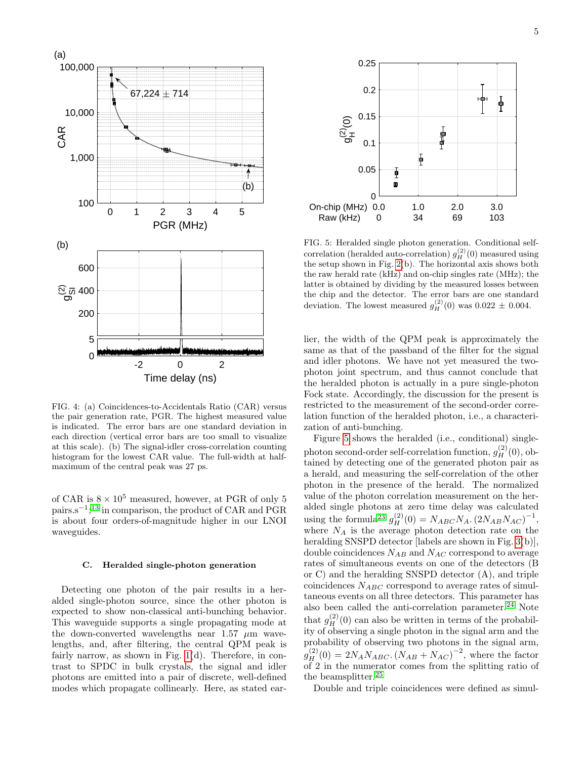FIG. 4: (a) Coincidences-to-Accidentals Ratio (CAR) versus the pair generation rate, PGR. The highest measured value is indicated. The error bars are one standard deviation in each direction (vertical error bars are too small to visualize at this scale). (b) The signal-idler cross-correlation counting histogram for the lowest CAR value. The full-width at half-maximum of the central peak was 27 ps.

of CAR is $8 \times 10^5$ measured, however, at PGR of only 5 pairs.s$^{-1}$;[13] in comparison, the product of CAR and PGR is about four orders-of-magnitude higher in our LNOI waveguides.

### C. Heralded single-photon generation

Detecting one photon of the pair results in a heralded single-photon source, since the other photon is expected to show non-classical anti-bunching behavior. This waveguide supports a single propagating mode at the down-converted wavelengths near 1.57 $\mu$m wavelengths, and, after filtering, the central QPM peak is fairly narrow, as shown in Fig. 1(d). Therefore, in contrast to SPDC in bulk crystals, the signal and idler photons are emitted into a pair of discrete, well-defined modes which propagate collinearly. Here, as stated earlier, the width of the QPM peak is approximately the same as that of the passband of the filter for the signal and idler photons. We have not yet measured the two-photon joint spectrum, and thus cannot conclude that the heralded photon is actually in a pure single-photon Fock state. Accordingly, the discussion for the present is restricted to the measurement of the second-order correlation function of the heralded photon, i.e., a characterization of anti-bunching.

FIG. 5: Heralded single photon generation. Conditional self-correlation (heralded auto-correlation) $g_H^{(2)}(0)$ measured using the setup shown in Fig. 2(b). The horizontal axis shows both the raw herald rate (kHz) and on-chip singles rate (MHz); the latter is obtained by dividing by the measured losses between the chip and the detector. The error bars are one standard deviation. The lowest measured $g_H^{(2)}(0)$ was 0.022 $\pm$ 0.004.

Figure 5 shows the heralded (i.e., conditional) single-photon second-order self-correlation function, $g_H^{(2)}(0)$, obtained by detecting one of the generated photon pair as a herald, and measuring the self-correlation of the other photon in the presence of the herald. The normalized value of the photon correlation measurement on the heralded single photons at zero time delay was calculated using the formula[23] $g_H^{(2)}(0) = N_{ABC} N_A . (2 N_{AB} N_{AC})^{-1}$, where $N_A$ is the average photon detection rate on the heralding SNSPD detector [labels are shown in Fig. 3(b)], double coincidences $N_{AB}$ and $N_{AC}$ correspond to average rates of simultaneous events on one of the detectors (B or C) and the heralding SNSPD detector (A), and triple coincidences $N_{ABC}$ correspond to average rates of simultaneous events on all three detectors. This parameter has also been called the anti-correlation parameter.[24] Note that $g_H^{(2)}(0)$ can also be written in terms of the probability of observing a single photon in the signal arm and the probability of observing two photons in the signal arm, $g_H^{(2)}(0) = 2 N_A N_{ABC} . (N_{AB} + N_{AC})^{-2}$, where the factor of 2 in the numerator comes from the splitting ratio of the beamsplitter.[25]

Double and triple coincidences were defined as simul-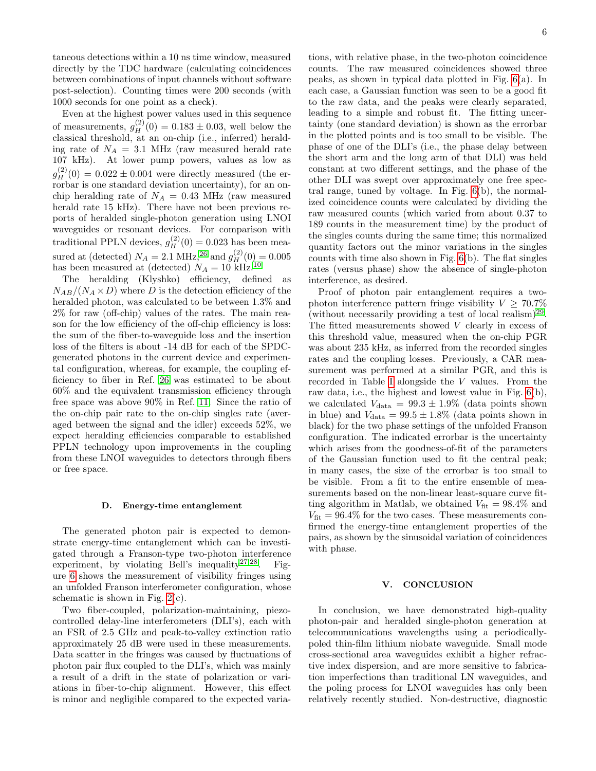taneous detections within a 10 ns time window, measured directly by the TDC hardware (calculating coincidences between combinations of input channels without software post-selection). Counting times were 200 seconds (with 1000 seconds for one point as a check).

Even at the highest power values used in this sequence of measurements, $g_H^{(2)}(0) = 0.183 \pm 0.03$, well below the classical threshold, at an on-chip (i.e., inferred) heralding rate of $N_A = 3.1$ MHz (raw measured herald rate 107 kHz). At lower pump powers, values as low as $g_H^{(2)}(0) = 0.022 \pm 0.004$ were directly measured (the errorbar is one standard deviation uncertainty), for an on-chip heralding rate of $N_A = 0.43$ MHz (raw measured herald rate 15 kHz). There have not been previous reports of heralded single-photon generation using LNOI waveguides or resonant devices. For comparison with traditional PPLN devices, $g_H^{(2)}(0) = 0.023$ has been measured at (detected) $N_A = 2.1$ MHz,[26] and $g_H^{(2)}(0) = 0.005$ has been measured at (detected) $N_A = 10$ kHz.[10]

The heralding (Klyshko) efficiency, defined as $N_{AB}/(N_A \times D)$ where $D$ is the detection efficiency of the heralded photon, was calculated to be between 1.3% and 2% for raw (off-chip) values of the rates. The main reason for the low efficiency of the off-chip efficiency is loss: the sum of the fiber-to-waveguide loss and the insertion loss of the filters is about -14 dB for each of the SPDC-generated photons in the current device and experimental configuration, whereas, for example, the coupling efficiency to fiber in Ref. 26 was estimated to be about 60% and the equivalent transmission efficiency through free space was above 90% in Ref. 11. Since the ratio of the on-chip pair rate to the on-chip singles rate (averaged between the signal and the idler) exceeds 52%, we expect heralding efficiencies comparable to established PPLN technology upon improvements in the coupling from these LNOI waveguides to detectors through fibers or free space.

### D. Energy-time entanglement

The generated photon pair is expected to demonstrate energy-time entanglement which can be investigated through a Franson-type two-photon interference experiment, by violating Bell's inequality[27,28]. Figure 6 shows the measurement of visibility fringes using an unfolded Franson interferometer configuration, whose schematic is shown in Fig. 2(c).

Two fiber-coupled, polarization-maintaining, piezo-controlled delay-line interferometers (DLI's), each with an FSR of 2.5 GHz and peak-to-valley extinction ratio approximately 25 dB were used in these measurements. Data scatter in the fringes was caused by fluctuations of photon pair flux coupled to the DLI's, which was mainly a result of a drift in the state of polarization or variations in fiber-to-chip alignment. However, this effect is minor and negligible compared to the expected variations, with relative phase, in the two-photon coincidence counts. The raw measured coincidences showed three peaks, as shown in typical data plotted in Fig. 6(a). In each case, a Gaussian function was seen to be a good fit to the raw data, and the peaks were clearly separated, leading to a simple and robust fit. The fitting uncertainty (one standard deviation) is shown as the errorbar in the plotted points and is too small to be visible. The phase of one of the DLI's (i.e., the phase delay between the short arm and the long arm of that DLI) was held constant at two different settings, and the phase of the other DLI was swept over approximately one free spectral range, tuned by voltage. In Fig. 6(b), the normalized coincidence counts were calculated by dividing the raw measured counts (which varied from about 0.37 to 189 counts in the measurement time) by the product of the singles counts during the same time; this normalized quantity factors out the minor variations in the singles counts with time also shown in Fig. 6(b). The flat singles rates (versus phase) show the absence of single-photon interference, as desired.

Proof of photon pair entanglement requires a two-photon interference pattern fringe visibility $V \geq 70.7\%$ (without necessarily providing a test of local realism)[29]. The fitted measurements showed $V$ clearly in excess of this threshold value, measured when the on-chip PGR was about 235 kHz, as inferred from the recorded singles rates and the coupling losses. Previously, a CAR measurement was performed at a similar PGR, and this is recorded in Table I alongside the $V$ values. From the raw data, i.e., the highest and lowest value in Fig. 6(b), we calculated $V_{\text{data}} = 99.3 \pm 1.9\%$ (data points shown in blue) and $V_{\text{data}} = 99.5 \pm 1.8\%$ (data points shown in black) for the two phase settings of the unfolded Franson configuration. The indicated errorbar is the uncertainty which arises from the goodness-of-fit of the parameters of the Gaussian function used to fit the central peak; in many cases, the size of the errorbar is too small to be visible. From a fit to the entire ensemble of measurements based on the non-linear least-square curve fitting algorithm in Matlab, we obtained $V_{\text{fit}} = 98.4\%$ and $V_{\text{fit}} = 96.4\%$ for the two cases. These measurements confirmed the energy-time entanglement properties of the pairs, as shown by the sinusoidal variation of coincidences with phase.

## V. CONCLUSION

In conclusion, we have demonstrated high-quality photon-pair and heralded single-photon generation at telecommunications wavelengths using a periodically-poled thin-film lithium niobate waveguide. Small mode cross-sectional area waveguides exhibit a higher refractive index dispersion, and are more sensitive to fabrication imperfections than traditional LN waveguides, and the poling process for LNOI waveguides has only been relatively recently studied. Non-destructive, diagnostic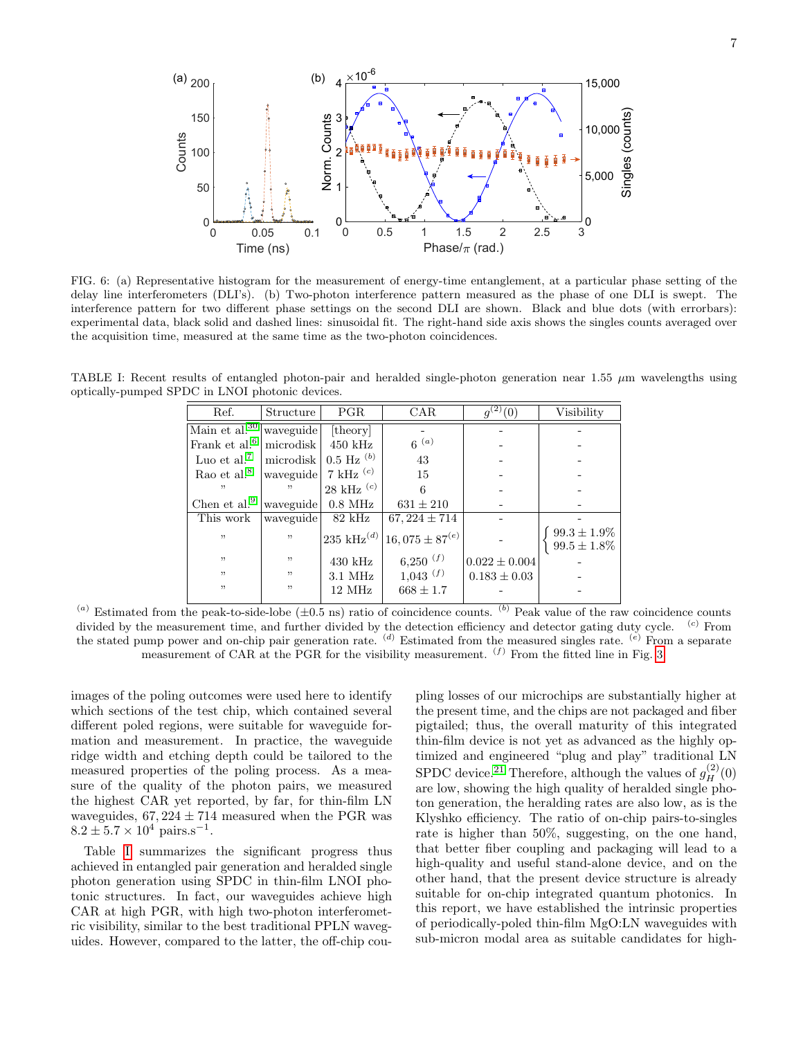FIG. 6: (a) Representative histogram for the measurement of energy-time entanglement, at a particular phase setting of the delay line interferometers (DLI's). (b) Two-photon interference pattern measured as the phase of one DLI is swept. The interference pattern for two different phase settings on the second DLI are shown. Black and blue dots (with errorbars): experimental data, black solid and dashed lines: sinusoidal fit. The right-hand side axis shows the singles counts averaged over the acquisition time, measured at the same time as the two-photon coincidences.

TABLE I: Recent results of entangled photon-pair and heralded single-photon generation near 1.55 $\mu$m wavelengths using optically-pumped SPDC in LNOI photonic devices.

| Ref. | Structure | PGR | CAR | $g^{(2)}(0)$ | Visibility |
|---|---|---|---|---|---|
| Main et al.[30] | waveguide | [theory] | - | - | - |
| Frank et al.[6] | microdisk | 450 kHz | 6 $^{(a)}$ | - | - |
| Luo et al.[7] | microdisk | 0.5 Hz $^{(b)}$ | 43 | - | - |
| Rao et al.[8] | waveguide | 7 kHz $^{(c)}$ | 15 | - | - |
| " | " | 28 kHz $^{(c)}$ | 6 | - | - |
| Chen et al.[9] | waveguide | 0.8 MHz | $631 \pm 210$ | - | - |
| This work | waveguide | 82 kHz | $67,224 \pm 714$ | - | - |
| " | " | 235 kHz$^{(d)}$ | $16,075 \pm 87^{(e)}$ | - | $\left\{ \begin{array}{l} 99.3 \pm 1.9\% \\ 99.5 \pm 1.8\% \end{array} \right.$ |
| " | " | 430 kHz | 6,250 $^{(f)}$ | $0.022 \pm 0.004$ | - |
| " | " | 3.1 MHz | 1,043 $^{(f)}$ | $0.183 \pm 0.03$ | - |
| " | " | 12 MHz | $668 \pm 1.7$ | - | - |

$^{(a)}$ Estimated from the peak-to-side-lobe ($\pm$0.5 ns) ratio of coincidence counts. $^{(b)}$ Peak value of the raw coincidence counts divided by the measurement time, and further divided by the detection efficiency and detector gating duty cycle. $^{(c)}$ From the stated pump power and on-chip pair generation rate. $^{(d)}$ Estimated from the measured singles rate. $^{(e)}$ From a separate measurement of CAR at the PGR for the visibility measurement. $^{(f)}$ From the fitted line in Fig. 3.

images of the poling outcomes were used here to identify which sections of the test chip, which contained several different poled regions, were suitable for waveguide formation and measurement. In practice, the waveguide ridge width and etching depth could be tailored to the measured properties of the poling process. As a measure of the quality of the photon pairs, we measured the highest CAR yet reported, by far, for thin-film LN waveguides, $67,224 \pm 714$ measured when the PGR was $8.2 \pm 5.7 \times 10^4$ pairs.s$^{-1}$.

Table I summarizes the significant progress thus achieved in entangled pair generation and heralded single photon generation using SPDC in thin-film LNOI photonic structures. In fact, our waveguides achieve high CAR at high PGR, with high two-photon interferometric visibility, similar to the best traditional PPLN waveguides. However, compared to the latter, the off-chip coupling losses of our microchips are substantially higher at the present time, and the chips are not packaged and fiber pigtailed; thus, the overall maturity of this integrated thin-film device is not yet as advanced as the highly optimized and engineered "plug and play" traditional LN SPDC device.[21] Therefore, although the values of $g_H^{(2)}(0)$ are low, showing the high quality of heralded single photon generation, the heralding rates are also low, as is the Klyshko efficiency. The ratio of on-chip pairs-to-singles rate is higher than 50%, suggesting, on the one hand, that better fiber coupling and packaging will lead to a high-quality and useful stand-alone device, and on the other hand, that the present device structure is already suitable for on-chip integrated quantum photonics. In this report, we have established the intrinsic properties of periodically-poled thin-film MgO:LN waveguides with sub-micron modal area as suitable candidates for high-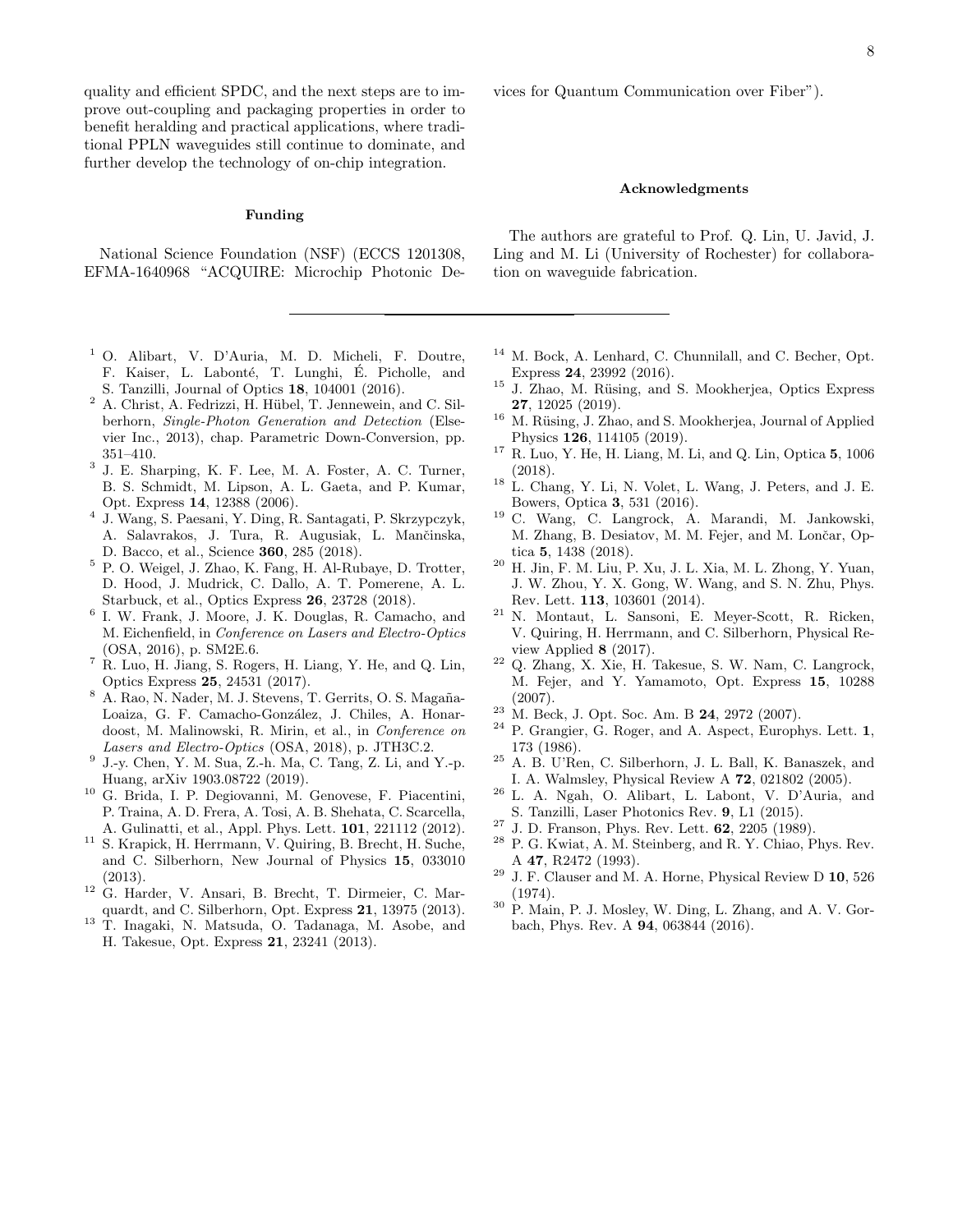quality and efficient SPDC, and the next steps are to improve out-coupling and packaging properties in order to benefit heralding and practical applications, where traditional PPLN waveguides still continue to dominate, and further develop the technology of on-chip integration.

### Funding

National Science Foundation (NSF) (ECCS 1201308, EFMA-1640968 "ACQUIRE: Microchip Photonic Devices for Quantum Communication over Fiber").

### Acknowledgments

The authors are grateful to Prof. Q. Lin, U. Javid, J. Ling and M. Li (University of Rochester) for collaboration on waveguide fabrication.

---

[1] O. Alibart, V. D'Auria, M. D. Micheli, F. Doutre, F. Kaiser, L. Labonté, T. Lunghi, É. Picholle, and S. Tanzilli, Journal of Optics **18**, 104001 (2016).

[2] A. Christ, A. Fedrizzi, H. Hübel, T. Jennewein, and C. Silberhorn, *Single-Photon Generation and Detection* (Elsevier Inc., 2013), chap. Parametric Down-Conversion, pp. 351–410.

[3] J. E. Sharping, K. F. Lee, M. A. Foster, A. C. Turner, B. S. Schmidt, M. Lipson, A. L. Gaeta, and P. Kumar, Opt. Express **14**, 12388 (2006).

[4] J. Wang, S. Paesani, Y. Ding, R. Santagati, P. Skrzypczyk, A. Salavrakos, J. Tura, R. Augusiak, L. Mančinska, D. Bacco, et al., Science **360**, 285 (2018).

[5] P. O. Weigel, J. Zhao, K. Fang, H. Al-Rubaye, D. Trotter, D. Hood, J. Mudrick, C. Dallo, A. T. Pomerene, A. L. Starbuck, et al., Optics Express **26**, 23728 (2018).

[6] I. W. Frank, J. Moore, J. K. Douglas, R. Camacho, and M. Eichenfield, in *Conference on Lasers and Electro-Optics* (OSA, 2016), p. SM2E.6.

[7] R. Luo, H. Jiang, S. Rogers, H. Liang, Y. He, and Q. Lin, Optics Express **25**, 24531 (2017).

[8] A. Rao, N. Nader, M. J. Stevens, T. Gerrits, O. S. Magaña-Loaiza, G. F. Camacho-González, J. Chiles, A. Honardoost, M. Malinowski, R. Mirin, et al., in *Conference on Lasers and Electro-Optics* (OSA, 2018), p. JTH3C.2.

[9] J.-y. Chen, Y. M. Sua, Z.-h. Ma, C. Tang, Z. Li, and Y.-p. Huang, arXiv 1903.08722 (2019).

[10] G. Brida, I. P. Degiovanni, M. Genovese, F. Piacentini, P. Traina, A. D. Frera, A. Tosi, A. B. Shehata, C. Scarcella, A. Gulinatti, et al., Appl. Phys. Lett. **101**, 221112 (2012).

[11] S. Krapick, H. Herrmann, V. Quiring, B. Brecht, H. Suche, and C. Silberhorn, New Journal of Physics **15**, 033010 (2013).

[12] G. Harder, V. Ansari, B. Brecht, T. Dirmeier, C. Marquardt, and C. Silberhorn, Opt. Express **21**, 13975 (2013).

[13] T. Inagaki, N. Matsuda, O. Tadanaga, M. Asobe, and H. Takesue, Opt. Express **21**, 23241 (2013).

[14] M. Bock, A. Lenhard, C. Chunnilall, and C. Becher, Opt. Express **24**, 23992 (2016).

[15] J. Zhao, M. Rüsing, and S. Mookherjea, Optics Express **27**, 12025 (2019).

[16] M. Rüsing, J. Zhao, and S. Mookherjea, Journal of Applied Physics **126**, 114105 (2019).

[17] R. Luo, Y. He, H. Liang, M. Li, and Q. Lin, Optica **5**, 1006 (2018).

[18] L. Chang, Y. Li, N. Volet, L. Wang, J. Peters, and J. E. Bowers, Optica **3**, 531 (2016).

[19] C. Wang, C. Langrock, A. Marandi, M. Jankowski, M. Zhang, B. Desiatov, M. M. Fejer, and M. Lončar, Optica **5**, 1438 (2018).

[20] H. Jin, F. M. Liu, P. Xu, J. L. Xia, M. L. Zhong, Y. Yuan, J. W. Zhou, Y. X. Gong, W. Wang, and S. N. Zhu, Phys. Rev. Lett. **113**, 103601 (2014).

[21] N. Montaut, L. Sansoni, E. Meyer-Scott, R. Ricken, V. Quiring, H. Herrmann, and C. Silberhorn, Physical Review Applied **8** (2017).

[22] Q. Zhang, X. Xie, H. Takesue, S. W. Nam, C. Langrock, M. Fejer, and Y. Yamamoto, Opt. Express **15**, 10288 (2007).

[23] M. Beck, J. Opt. Soc. Am. B **24**, 2972 (2007).

[24] P. Grangier, G. Roger, and A. Aspect, Europhys. Lett. **1**, 173 (1986).

[25] A. B. U'Ren, C. Silberhorn, J. L. Ball, K. Banaszek, and I. A. Walmsley, Physical Review A **72**, 021802 (2005).

[26] L. A. Ngah, O. Alibart, L. Labont, V. D'Auria, and S. Tanzilli, Laser Photonics Rev. **9**, L1 (2015).

[27] J. D. Franson, Phys. Rev. Lett. **62**, 2205 (1989).

[28] P. G. Kwiat, A. M. Steinberg, and R. Y. Chiao, Phys. Rev. A **47**, R2472 (1993).

[29] J. F. Clauser and M. A. Horne, Physical Review D **10**, 526 (1974).

[30] P. Main, P. J. Mosley, W. Ding, L. Zhang, and A. V. Gorbach, Phys. Rev. A **94**, 063844 (2016).